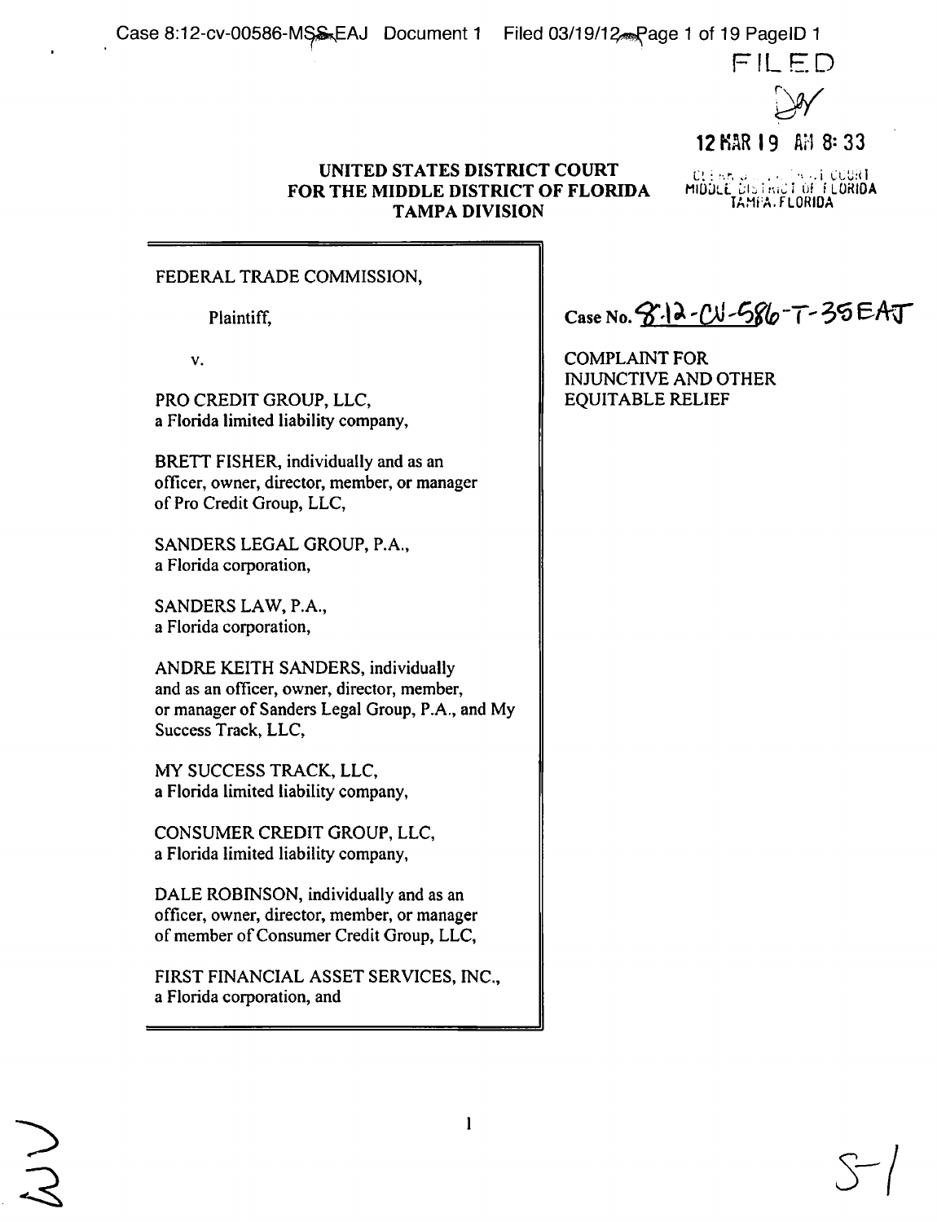FILED

12 MAR 19 AM 8:33

CLERK U.S. DISTRICT COURT
MIDDLE DISTRICT OF FLORIDA
TAMPA, FLORIDA

**UNITED STATES DISTRICT COURT**
**FOR THE MIDDLE DISTRICT OF FLORIDA**
**TAMPA DIVISION**

FEDERAL TRADE COMMISSION,

Plaintiff,

v.

PRO CREDIT GROUP, LLC,
a Florida limited liability company,

BRETT FISHER, individually and as an officer, owner, director, member, or manager of Pro Credit Group, LLC,

SANDERS LEGAL GROUP, P.A.,
a Florida corporation,

SANDERS LAW, P.A.,
a Florida corporation,

ANDRE KEITH SANDERS, individually and as an officer, owner, director, member, or manager of Sanders Legal Group, P.A., and My Success Track, LLC,

MY SUCCESS TRACK, LLC,
a Florida limited liability company,

CONSUMER CREDIT GROUP, LLC,
a Florida limited liability company,

DALE ROBINSON, individually and as an officer, owner, director, member, or manager of member of Consumer Credit Group, LLC,

FIRST FINANCIAL ASSET SERVICES, INC.,
a Florida corporation, and

Case No. 8:12-CV-586-T-35EAJ

COMPLAINT FOR INJUNCTIVE AND OTHER EQUITABLE RELIEF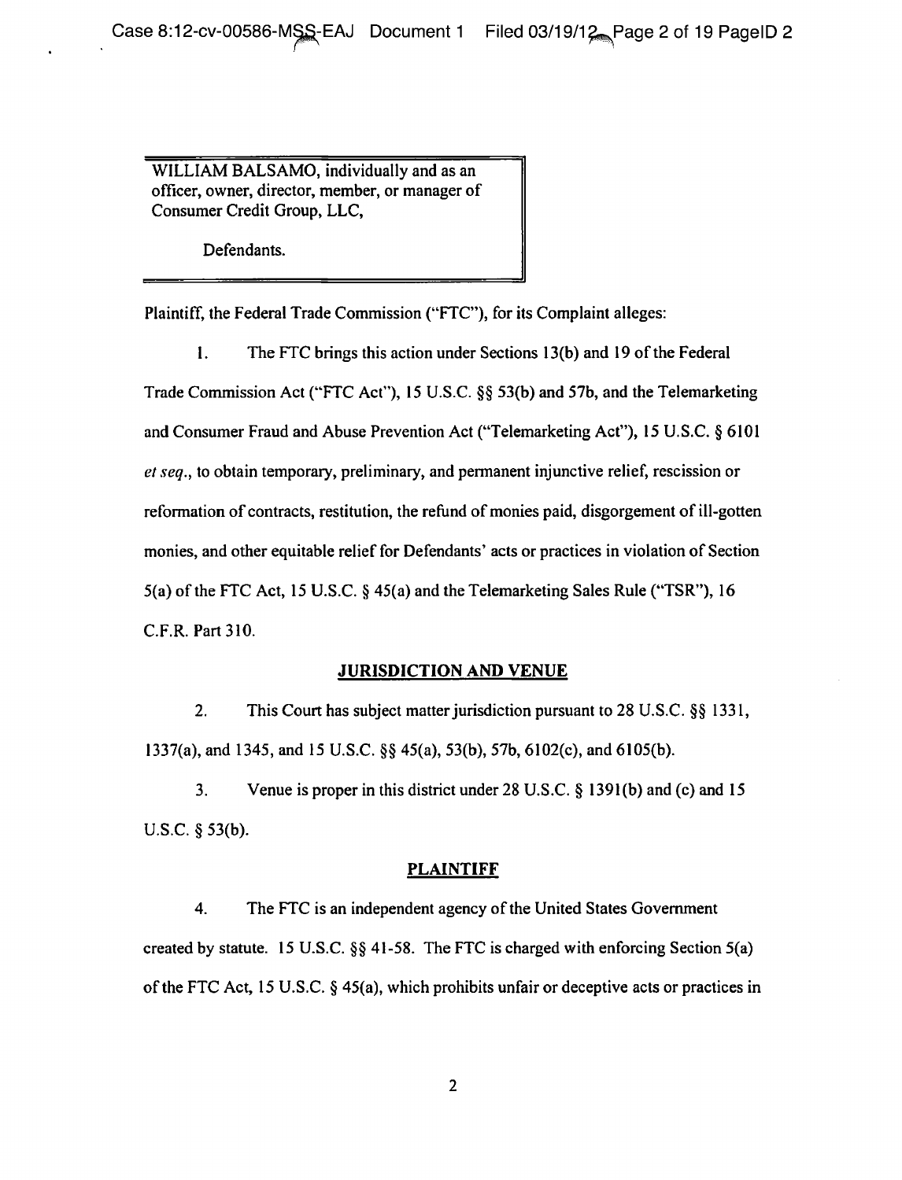WILLIAM BALSAMO, individually and as an officer, owner, director, member, or manager of Consumer Credit Group, LLC,

Defendants.

Plaintiff, the Federal Trade Commission ("FTC"), for its Complaint alleges:

1. The FTC brings this action under Sections 13(b) and 19 of the Federal Trade Commission Act ("FTC Act"), 15 U.S.C. §§ 53(b) and 57b, and the Telemarketing and Consumer Fraud and Abuse Prevention Act ("Telemarketing Act"), 15 U.S.C. § 6101 *et seq.*, to obtain temporary, preliminary, and permanent injunctive relief, rescission or reformation of contracts, restitution, the refund of monies paid, disgorgement of ill-gotten monies, and other equitable relief for Defendants' acts or practices in violation of Section 5(a) of the FTC Act, 15 U.S.C. § 45(a) and the Telemarketing Sales Rule ("TSR"), 16 C.F.R. Part 310.

## JURISDICTION AND VENUE

2. This Court has subject matter jurisdiction pursuant to 28 U.S.C. §§ 1331, 1337(a), and 1345, and 15 U.S.C. §§ 45(a), 53(b), 57b, 6102(c), and 6105(b).

3. Venue is proper in this district under 28 U.S.C. § 1391(b) and (c) and 15 U.S.C. § 53(b).

## PLAINTIFF

4. The FTC is an independent agency of the United States Government created by statute. 15 U.S.C. §§ 41-58. The FTC is charged with enforcing Section 5(a) of the FTC Act, 15 U.S.C. § 45(a), which prohibits unfair or deceptive acts or practices in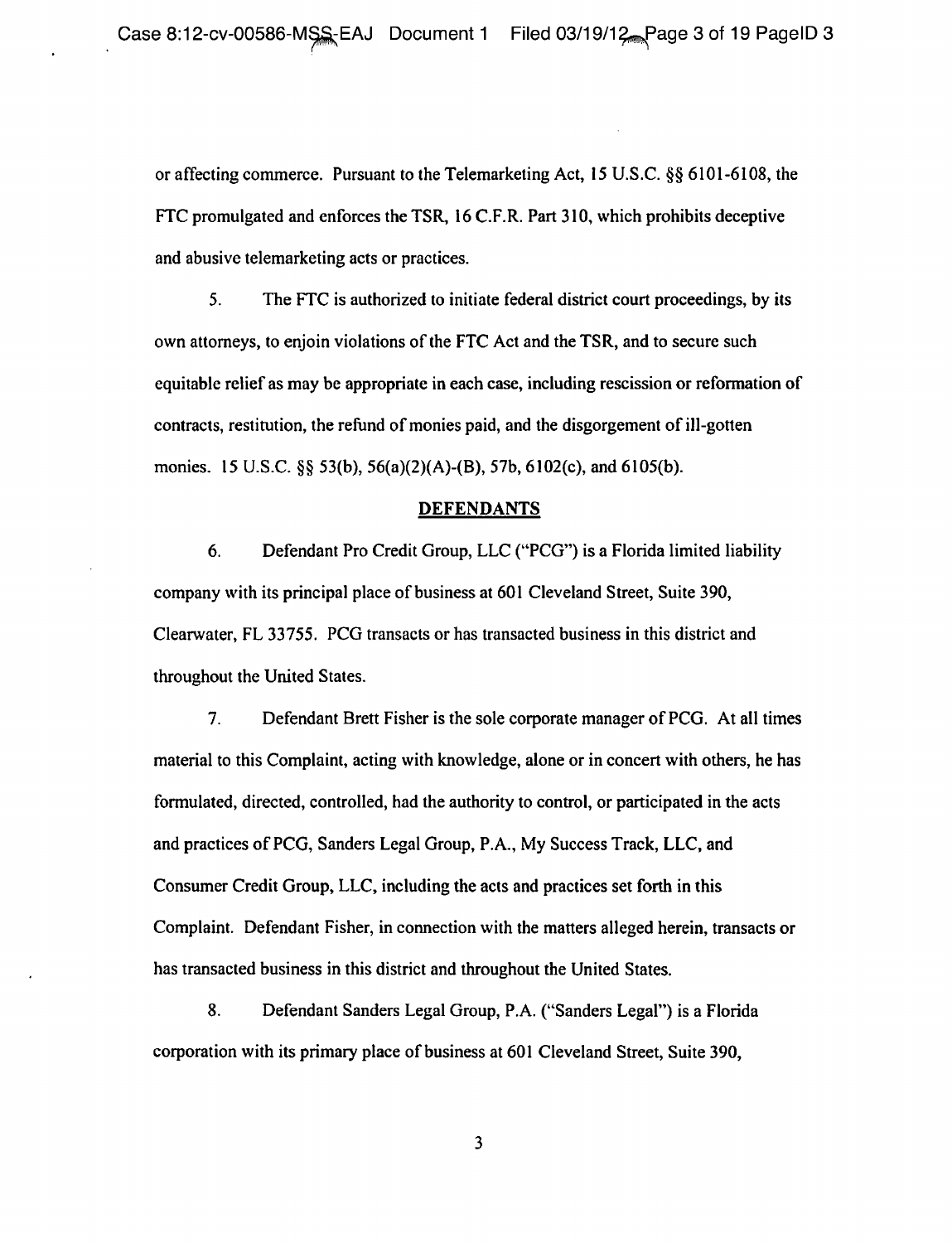or affecting commerce. Pursuant to the Telemarketing Act, 15 U.S.C. §§ 6101-6108, the FTC promulgated and enforces the TSR, 16 C.F.R. Part 310, which prohibits deceptive and abusive telemarketing acts or practices.

5. The FTC is authorized to initiate federal district court proceedings, by its own attorneys, to enjoin violations of the FTC Act and the TSR, and to secure such equitable relief as may be appropriate in each case, including rescission or reformation of contracts, restitution, the refund of monies paid, and the disgorgement of ill-gotten monies. 15 U.S.C. §§ 53(b), 56(a)(2)(A)-(B), 57b, 6102(c), and 6105(b).

## DEFENDANTS

6. Defendant Pro Credit Group, LLC ("PCG") is a Florida limited liability company with its principal place of business at 601 Cleveland Street, Suite 390, Clearwater, FL 33755. PCG transacts or has transacted business in this district and throughout the United States.

7. Defendant Brett Fisher is the sole corporate manager of PCG. At all times material to this Complaint, acting with knowledge, alone or in concert with others, he has formulated, directed, controlled, had the authority to control, or participated in the acts and practices of PCG, Sanders Legal Group, P.A., My Success Track, LLC, and Consumer Credit Group, LLC, including the acts and practices set forth in this Complaint. Defendant Fisher, in connection with the matters alleged herein, transacts or has transacted business in this district and throughout the United States.

8. Defendant Sanders Legal Group, P.A. ("Sanders Legal") is a Florida corporation with its primary place of business at 601 Cleveland Street, Suite 390,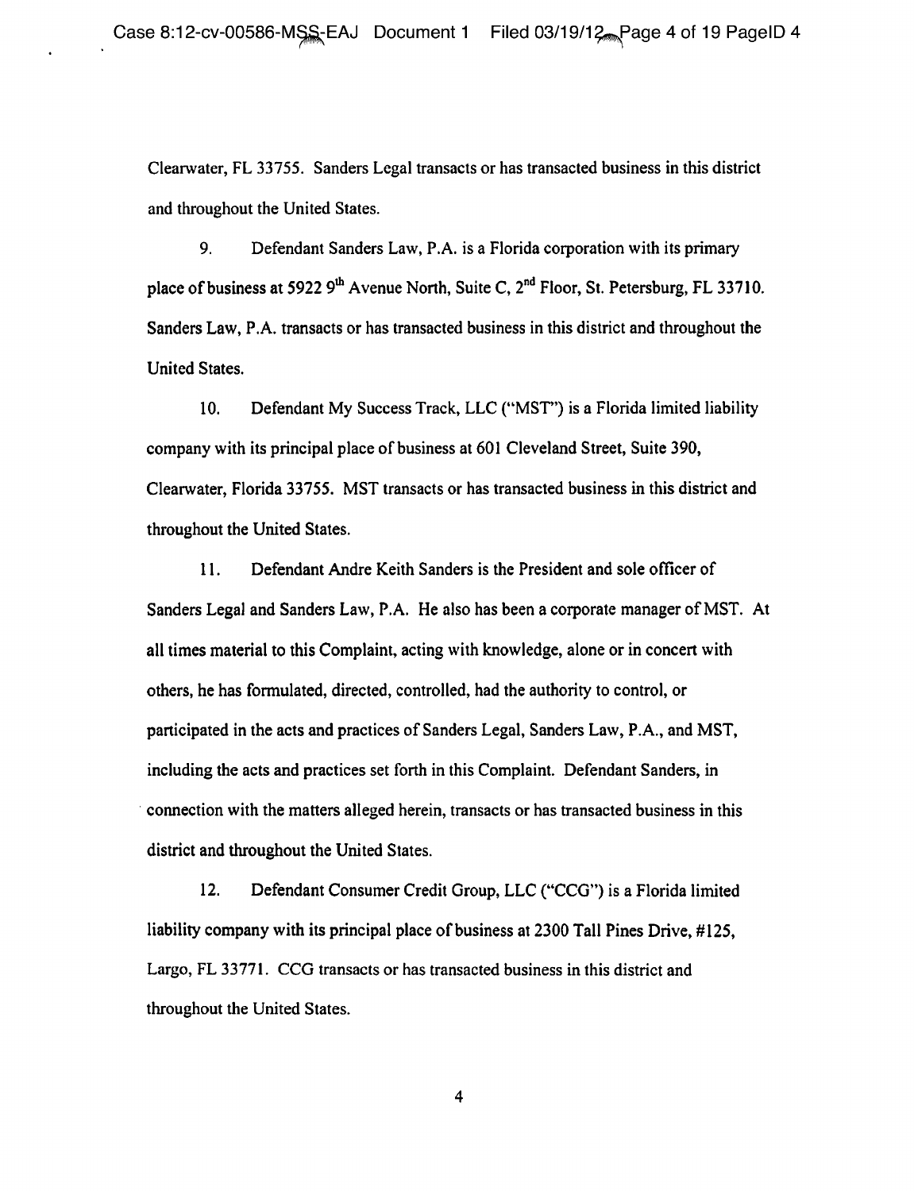Clearwater, FL 33755. Sanders Legal transacts or has transacted business in this district and throughout the United States.

9. Defendant Sanders Law, P.A. is a Florida corporation with its primary place of business at 5922 9th Avenue North, Suite C, 2nd Floor, St. Petersburg, FL 33710. Sanders Law, P.A. transacts or has transacted business in this district and throughout the United States.

10. Defendant My Success Track, LLC ("MST") is a Florida limited liability company with its principal place of business at 601 Cleveland Street, Suite 390, Clearwater, Florida 33755. MST transacts or has transacted business in this district and throughout the United States.

11. Defendant Andre Keith Sanders is the President and sole officer of Sanders Legal and Sanders Law, P.A. He also has been a corporate manager of MST. At all times material to this Complaint, acting with knowledge, alone or in concert with others, he has formulated, directed, controlled, had the authority to control, or participated in the acts and practices of Sanders Legal, Sanders Law, P.A., and MST, including the acts and practices set forth in this Complaint. Defendant Sanders, in connection with the matters alleged herein, transacts or has transacted business in this district and throughout the United States.

12. Defendant Consumer Credit Group, LLC ("CCG") is a Florida limited liability company with its principal place of business at 2300 Tall Pines Drive, #125, Largo, FL 33771. CCG transacts or has transacted business in this district and throughout the United States.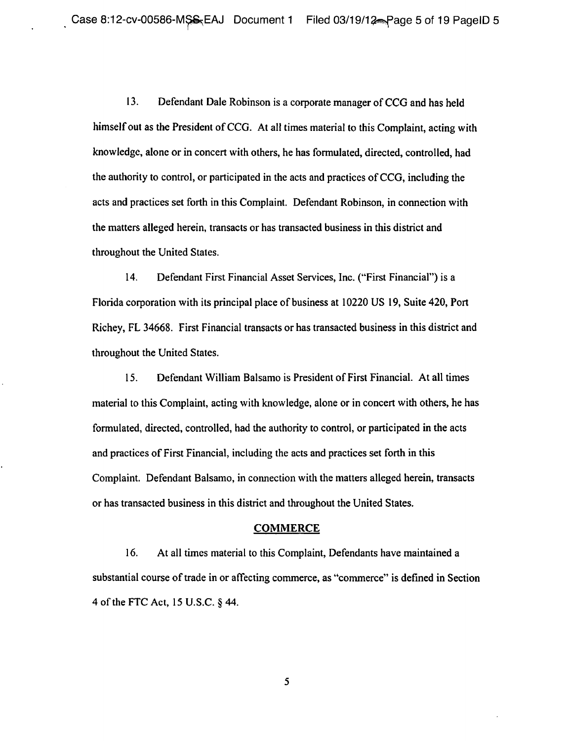13. Defendant Dale Robinson is a corporate manager of CCG and has held himself out as the President of CCG. At all times material to this Complaint, acting with knowledge, alone or in concert with others, he has formulated, directed, controlled, had the authority to control, or participated in the acts and practices of CCG, including the acts and practices set forth in this Complaint. Defendant Robinson, in connection with the matters alleged herein, transacts or has transacted business in this district and throughout the United States.

14. Defendant First Financial Asset Services, Inc. ("First Financial") is a Florida corporation with its principal place of business at 10220 US 19, Suite 420, Port Richey, FL 34668. First Financial transacts or has transacted business in this district and throughout the United States.

15. Defendant William Balsamo is President of First Financial. At all times material to this Complaint, acting with knowledge, alone or in concert with others, he has formulated, directed, controlled, had the authority to control, or participated in the acts and practices of First Financial, including the acts and practices set forth in this Complaint. Defendant Balsamo, in connection with the matters alleged herein, transacts or has transacted business in this district and throughout the United States.

## COMMERCE

16. At all times material to this Complaint, Defendants have maintained a substantial course of trade in or affecting commerce, as "commerce" is defined in Section 4 of the FTC Act, 15 U.S.C. § 44.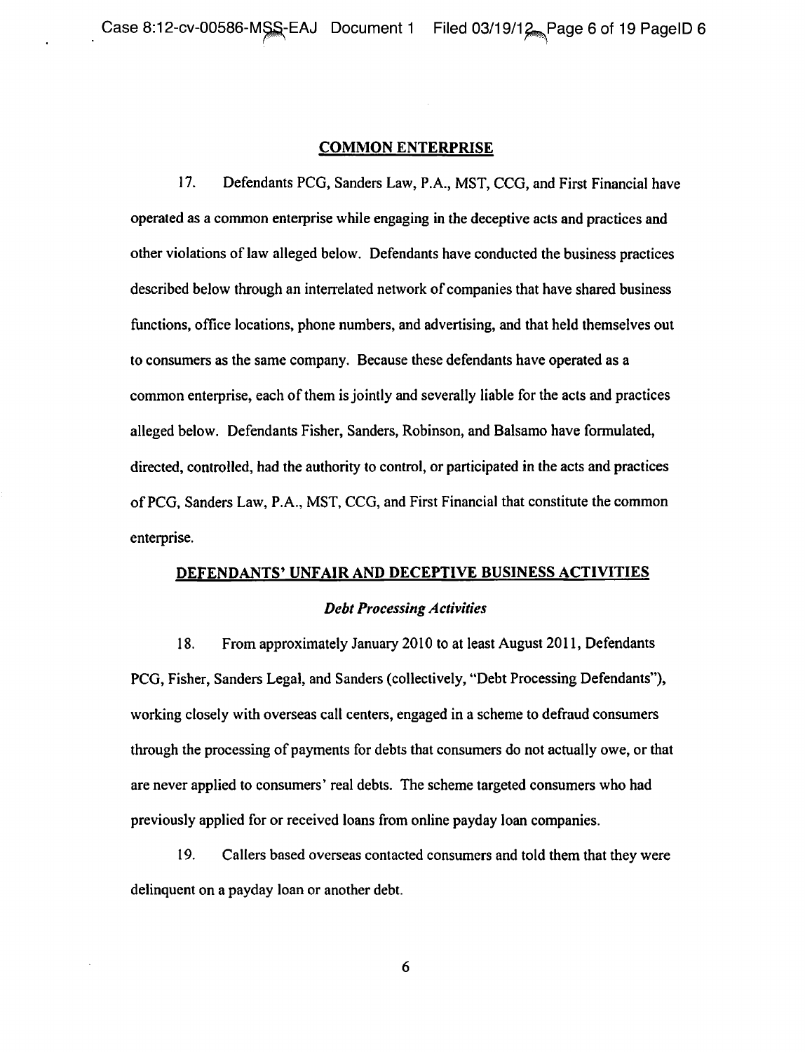## COMMON ENTERPRISE

17. Defendants PCG, Sanders Law, P.A., MST, CCG, and First Financial have operated as a common enterprise while engaging in the deceptive acts and practices and other violations of law alleged below. Defendants have conducted the business practices described below through an interrelated network of companies that have shared business functions, office locations, phone numbers, and advertising, and that held themselves out to consumers as the same company. Because these defendants have operated as a common enterprise, each of them is jointly and severally liable for the acts and practices alleged below. Defendants Fisher, Sanders, Robinson, and Balsamo have formulated, directed, controlled, had the authority to control, or participated in the acts and practices of PCG, Sanders Law, P.A., MST, CCG, and First Financial that constitute the common enterprise.

## DEFENDANTS' UNFAIR AND DECEPTIVE BUSINESS ACTIVITIES

### *Debt Processing Activities*

18. From approximately January 2010 to at least August 2011, Defendants PCG, Fisher, Sanders Legal, and Sanders (collectively, "Debt Processing Defendants"), working closely with overseas call centers, engaged in a scheme to defraud consumers through the processing of payments for debts that consumers do not actually owe, or that are never applied to consumers' real debts. The scheme targeted consumers who had previously applied for or received loans from online payday loan companies.

19. Callers based overseas contacted consumers and told them that they were delinquent on a payday loan or another debt.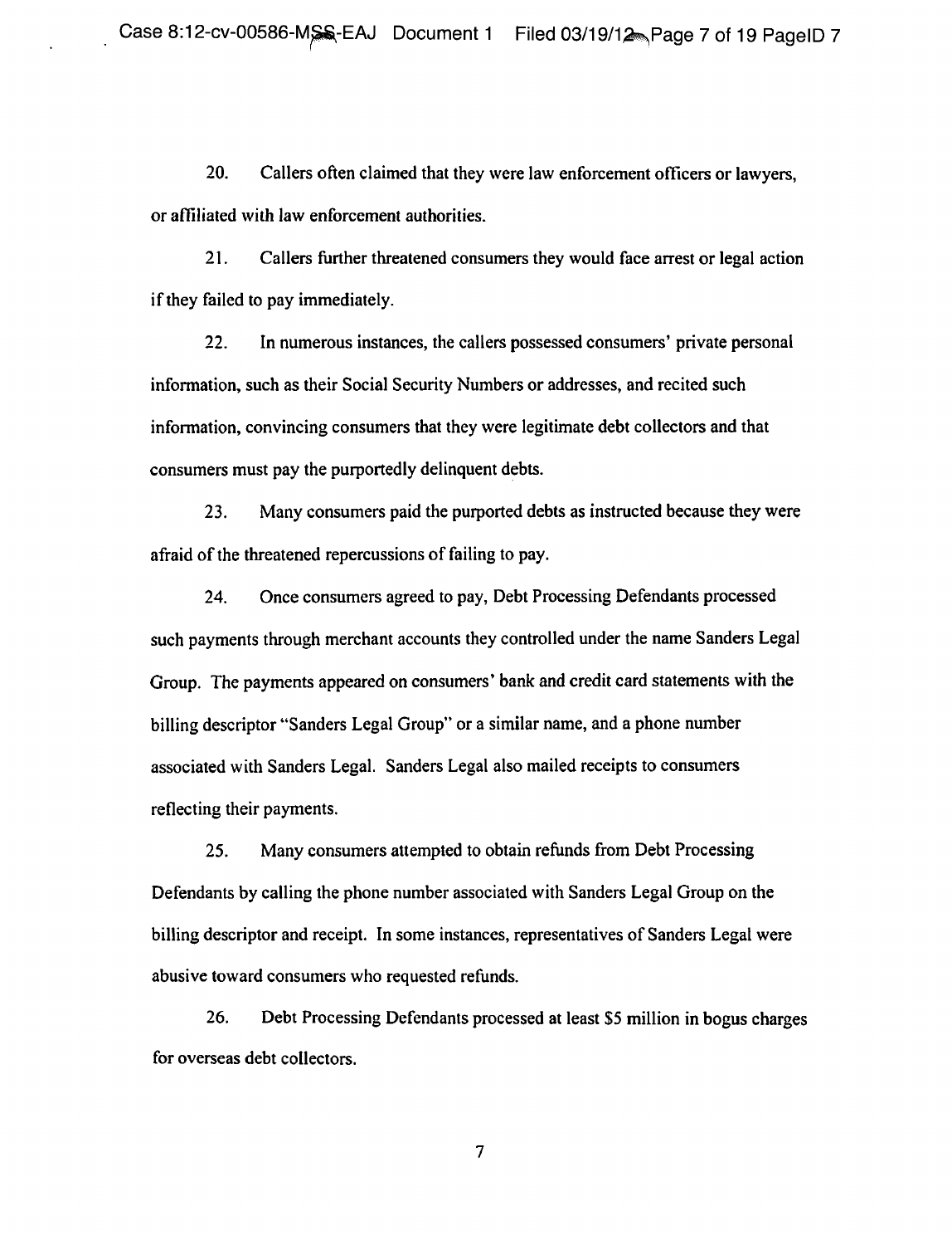20. Callers often claimed that they were law enforcement officers or lawyers, or affiliated with law enforcement authorities.

21. Callers further threatened consumers they would face arrest or legal action if they failed to pay immediately.

22. In numerous instances, the callers possessed consumers' private personal information, such as their Social Security Numbers or addresses, and recited such information, convincing consumers that they were legitimate debt collectors and that consumers must pay the purportedly delinquent debts.

23. Many consumers paid the purported debts as instructed because they were afraid of the threatened repercussions of failing to pay.

24. Once consumers agreed to pay, Debt Processing Defendants processed such payments through merchant accounts they controlled under the name Sanders Legal Group. The payments appeared on consumers' bank and credit card statements with the billing descriptor "Sanders Legal Group" or a similar name, and a phone number associated with Sanders Legal. Sanders Legal also mailed receipts to consumers reflecting their payments.

25. Many consumers attempted to obtain refunds from Debt Processing Defendants by calling the phone number associated with Sanders Legal Group on the billing descriptor and receipt. In some instances, representatives of Sanders Legal were abusive toward consumers who requested refunds.

26. Debt Processing Defendants processed at least $5 million in bogus charges for overseas debt collectors.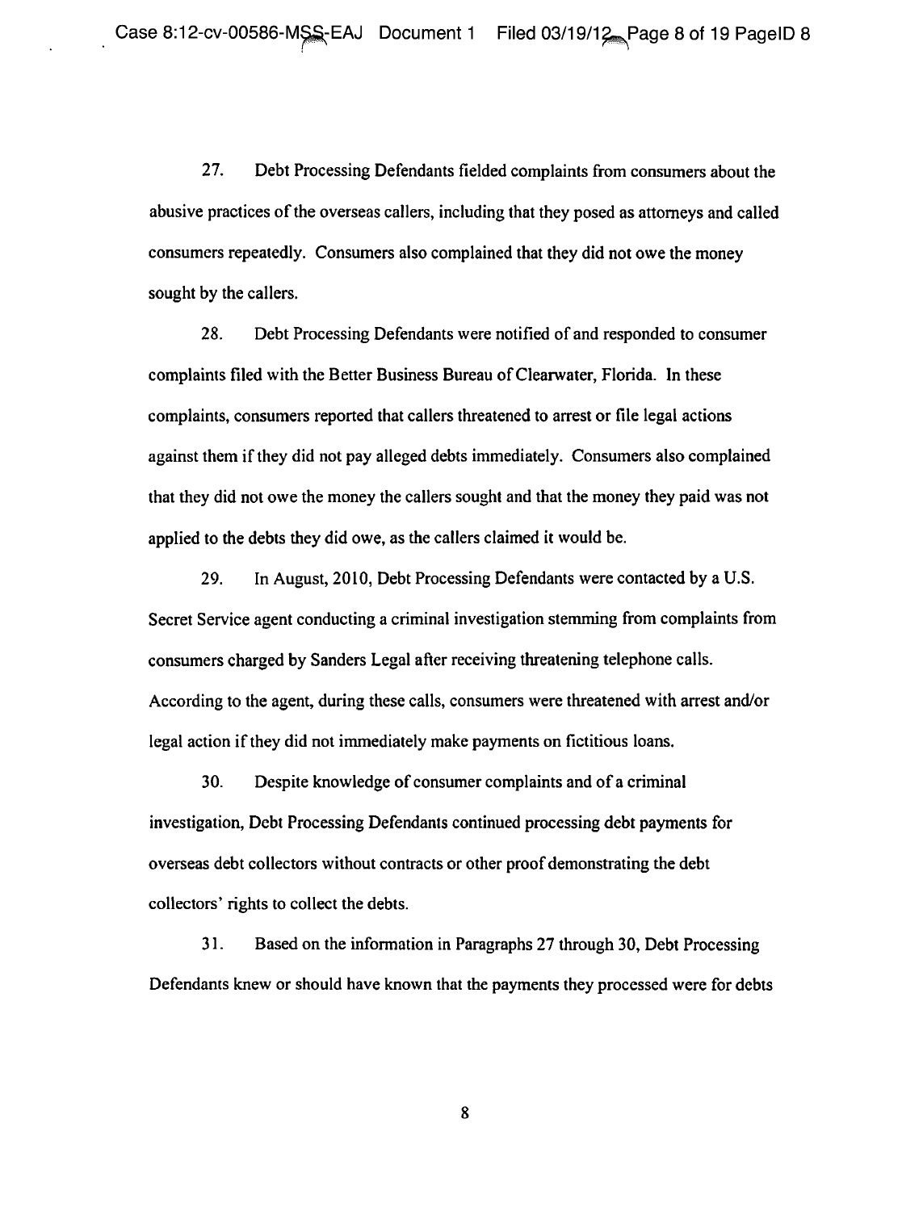27. Debt Processing Defendants fielded complaints from consumers about the abusive practices of the overseas callers, including that they posed as attorneys and called consumers repeatedly. Consumers also complained that they did not owe the money sought by the callers.

28. Debt Processing Defendants were notified of and responded to consumer complaints filed with the Better Business Bureau of Clearwater, Florida. In these complaints, consumers reported that callers threatened to arrest or file legal actions against them if they did not pay alleged debts immediately. Consumers also complained that they did not owe the money the callers sought and that the money they paid was not applied to the debts they did owe, as the callers claimed it would be.

29. In August, 2010, Debt Processing Defendants were contacted by a U.S. Secret Service agent conducting a criminal investigation stemming from complaints from consumers charged by Sanders Legal after receiving threatening telephone calls. According to the agent, during these calls, consumers were threatened with arrest and/or legal action if they did not immediately make payments on fictitious loans.

30. Despite knowledge of consumer complaints and of a criminal investigation, Debt Processing Defendants continued processing debt payments for overseas debt collectors without contracts or other proof demonstrating the debt collectors' rights to collect the debts.

31. Based on the information in Paragraphs 27 through 30, Debt Processing Defendants knew or should have known that the payments they processed were for debts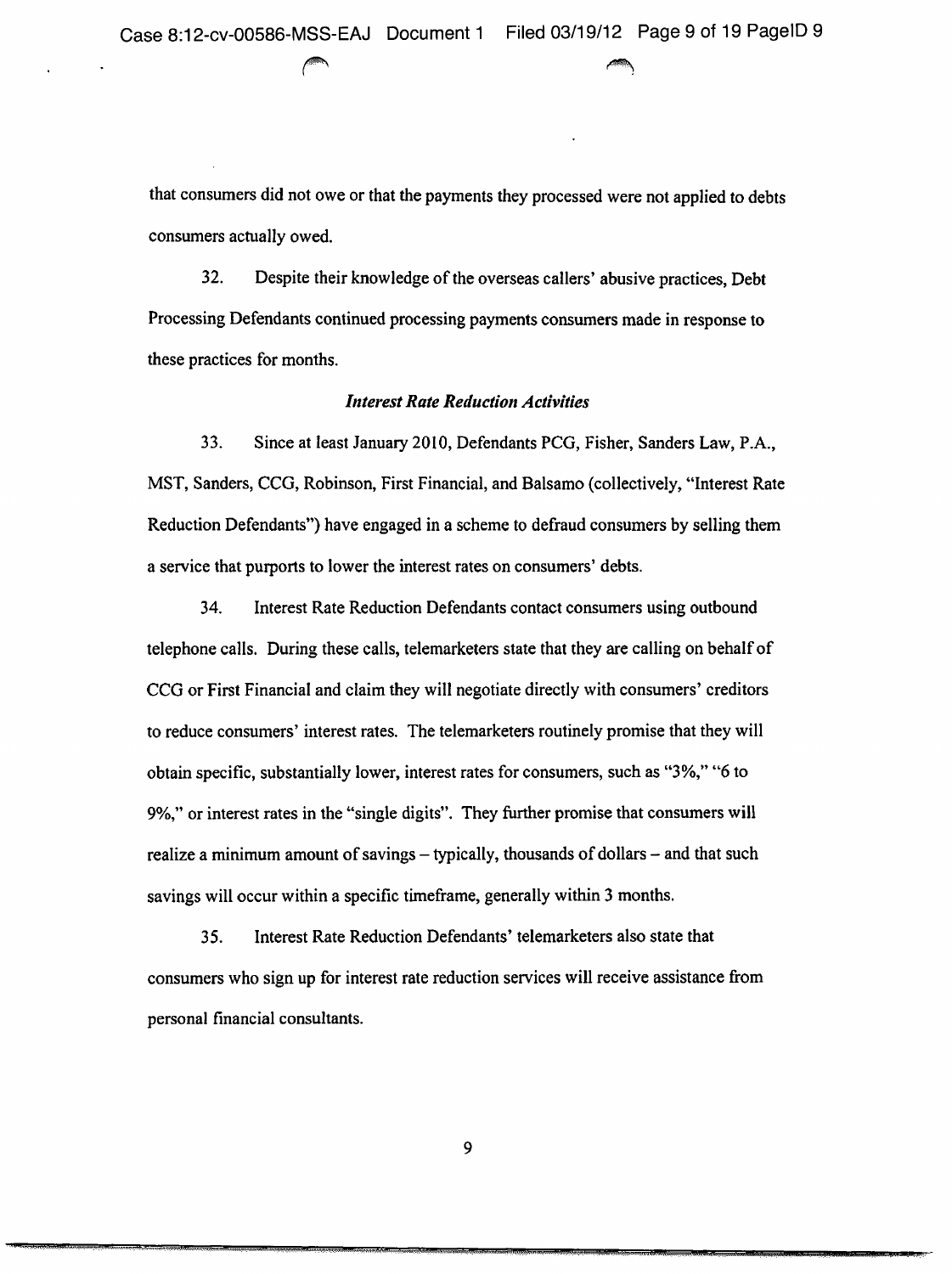that consumers did not owe or that the payments they processed were not applied to debts consumers actually owed.

32. Despite their knowledge of the overseas callers' abusive practices, Debt Processing Defendants continued processing payments consumers made in response to these practices for months.

### *Interest Rate Reduction Activities*

33. Since at least January 2010, Defendants PCG, Fisher, Sanders Law, P.A., MST, Sanders, CCG, Robinson, First Financial, and Balsamo (collectively, "Interest Rate Reduction Defendants") have engaged in a scheme to defraud consumers by selling them a service that purports to lower the interest rates on consumers' debts.

34. Interest Rate Reduction Defendants contact consumers using outbound telephone calls. During these calls, telemarketers state that they are calling on behalf of CCG or First Financial and claim they will negotiate directly with consumers' creditors to reduce consumers' interest rates. The telemarketers routinely promise that they will obtain specific, substantially lower, interest rates for consumers, such as "3%," "6 to 9%," or interest rates in the "single digits". They further promise that consumers will realize a minimum amount of savings – typically, thousands of dollars – and that such savings will occur within a specific timeframe, generally within 3 months.

35. Interest Rate Reduction Defendants' telemarketers also state that consumers who sign up for interest rate reduction services will receive assistance from personal financial consultants.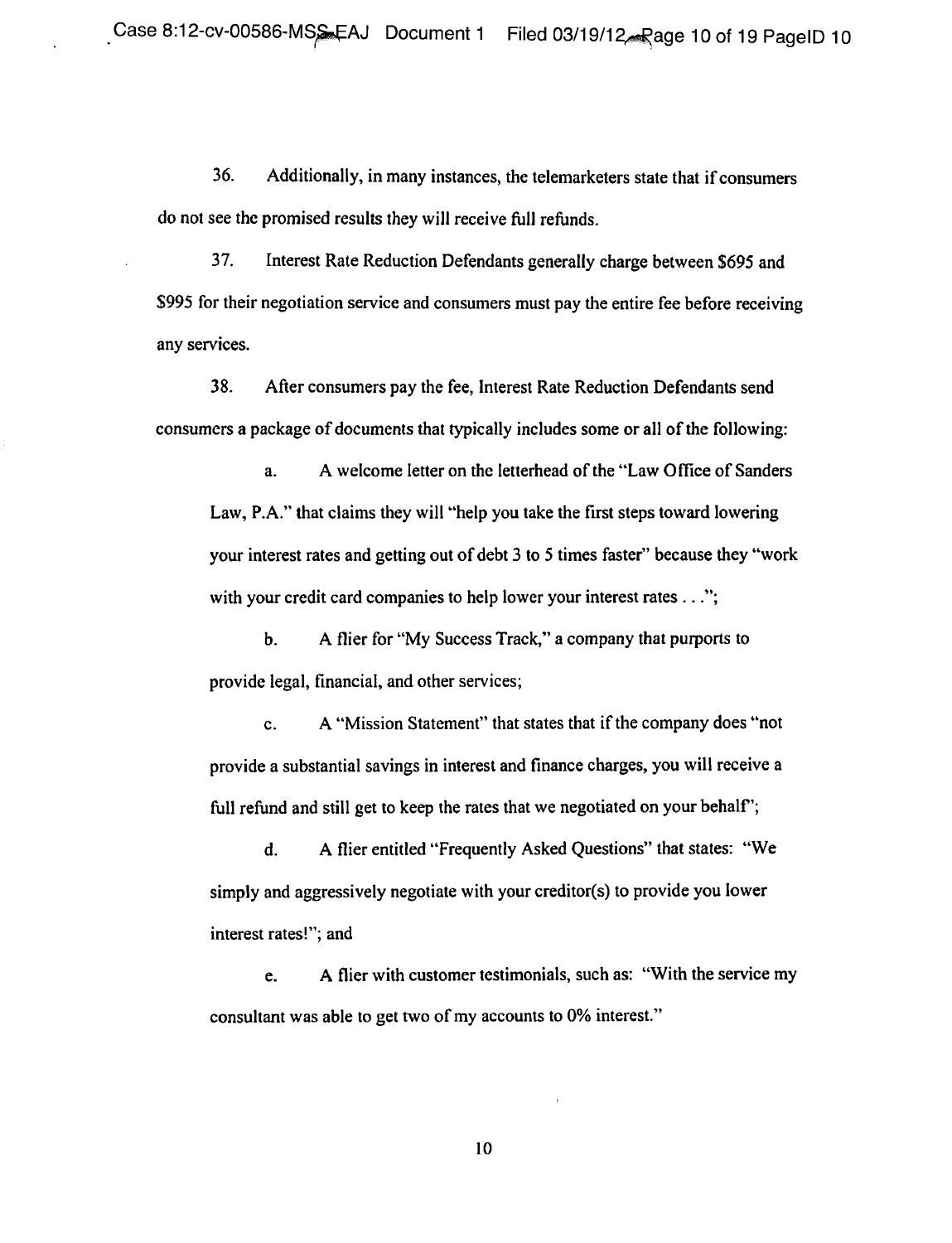36. Additionally, in many instances, the telemarketers state that if consumers do not see the promised results they will receive full refunds.

37. Interest Rate Reduction Defendants generally charge between $695 and $995 for their negotiation service and consumers must pay the entire fee before receiving any services.

38. After consumers pay the fee, Interest Rate Reduction Defendants send consumers a package of documents that typically includes some or all of the following:

a. A welcome letter on the letterhead of the "Law Office of Sanders Law, P.A." that claims they will "help you take the first steps toward lowering your interest rates and getting out of debt 3 to 5 times faster" because they "work with your credit card companies to help lower your interest rates . . .";

b. A flier for "My Success Track," a company that purports to provide legal, financial, and other services;

c. A "Mission Statement" that states that if the company does "not provide a substantial savings in interest and finance charges, you will receive a full refund and still get to keep the rates that we negotiated on your behalf";

d. A flier entitled "Frequently Asked Questions" that states: "We simply and aggressively negotiate with your creditor(s) to provide you lower interest rates!"; and

e. A flier with customer testimonials, such as: "With the service my consultant was able to get two of my accounts to 0% interest."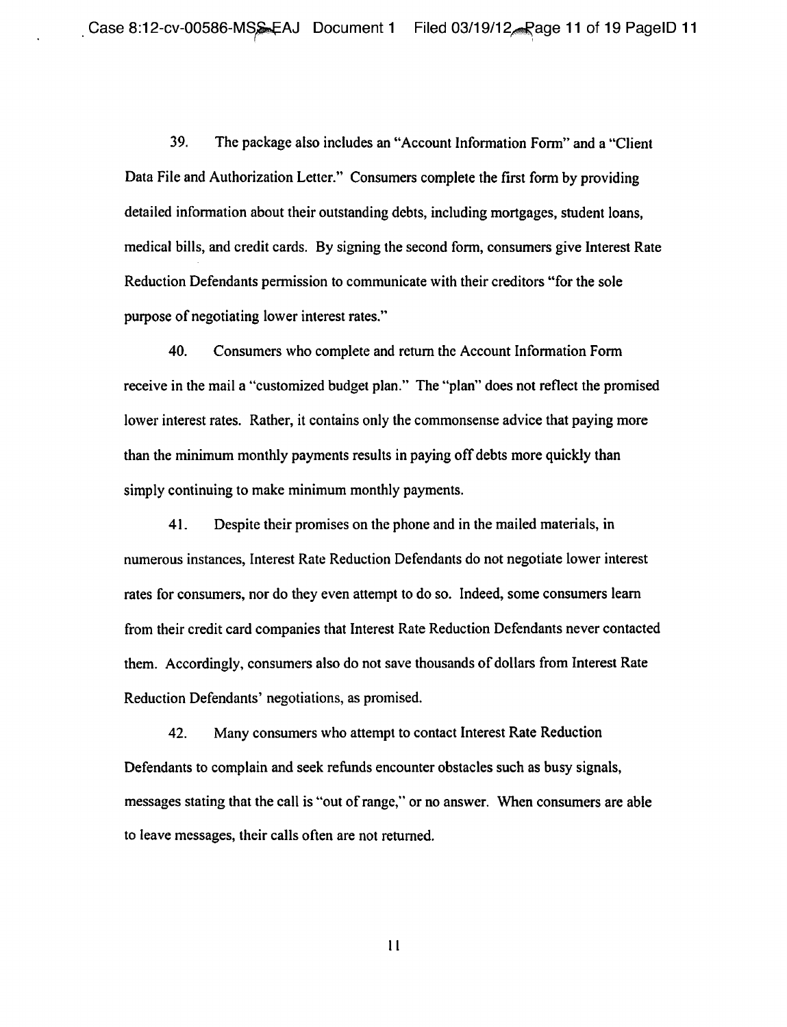39. The package also includes an "Account Information Form" and a "Client Data File and Authorization Letter." Consumers complete the first form by providing detailed information about their outstanding debts, including mortgages, student loans, medical bills, and credit cards. By signing the second form, consumers give Interest Rate Reduction Defendants permission to communicate with their creditors "for the sole purpose of negotiating lower interest rates."

40. Consumers who complete and return the Account Information Form receive in the mail a "customized budget plan." The "plan" does not reflect the promised lower interest rates. Rather, it contains only the commonsense advice that paying more than the minimum monthly payments results in paying off debts more quickly than simply continuing to make minimum monthly payments.

41. Despite their promises on the phone and in the mailed materials, in numerous instances, Interest Rate Reduction Defendants do not negotiate lower interest rates for consumers, nor do they even attempt to do so. Indeed, some consumers learn from their credit card companies that Interest Rate Reduction Defendants never contacted them. Accordingly, consumers also do not save thousands of dollars from Interest Rate Reduction Defendants' negotiations, as promised.

42. Many consumers who attempt to contact Interest Rate Reduction Defendants to complain and seek refunds encounter obstacles such as busy signals, messages stating that the call is "out of range," or no answer. When consumers are able to leave messages, their calls often are not returned.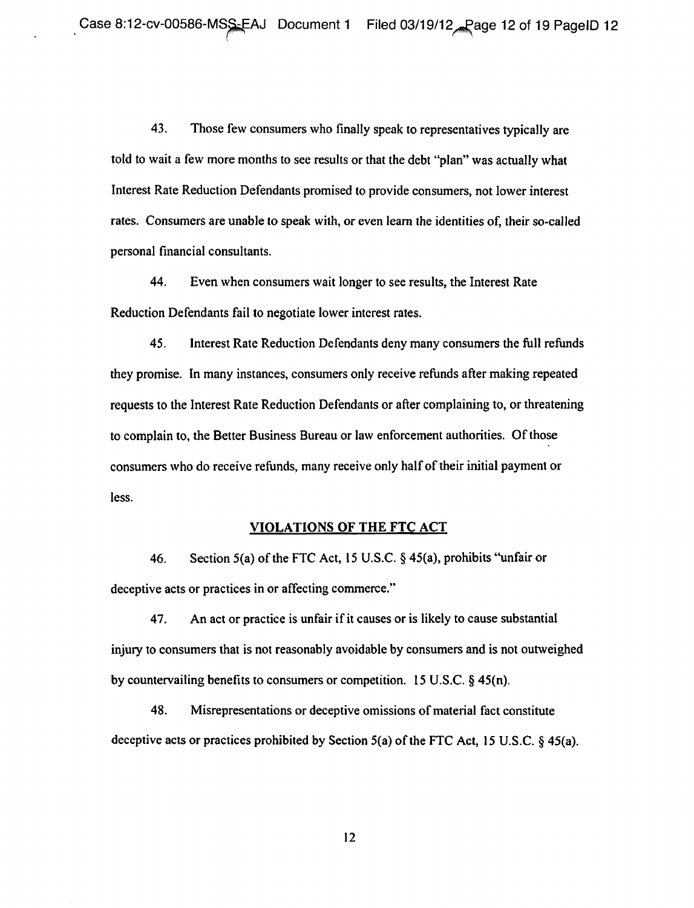43. Those few consumers who finally speak to representatives typically are told to wait a few more months to see results or that the debt "plan" was actually what Interest Rate Reduction Defendants promised to provide consumers, not lower interest rates. Consumers are unable to speak with, or even learn the identities of, their so-called personal financial consultants.

44. Even when consumers wait longer to see results, the Interest Rate Reduction Defendants fail to negotiate lower interest rates.

45. Interest Rate Reduction Defendants deny many consumers the full refunds they promise. In many instances, consumers only receive refunds after making repeated requests to the Interest Rate Reduction Defendants or after complaining to, or threatening to complain to, the Better Business Bureau or law enforcement authorities. Of those consumers who do receive refunds, many receive only half of their initial payment or less.

## VIOLATIONS OF THE FTC ACT

46. Section 5(a) of the FTC Act, 15 U.S.C. § 45(a), prohibits "unfair or deceptive acts or practices in or affecting commerce."

47. An act or practice is unfair if it causes or is likely to cause substantial injury to consumers that is not reasonably avoidable by consumers and is not outweighed by countervailing benefits to consumers or competition. 15 U.S.C. § 45(n).

48. Misrepresentations or deceptive omissions of material fact constitute deceptive acts or practices prohibited by Section 5(a) of the FTC Act, 15 U.S.C. § 45(a).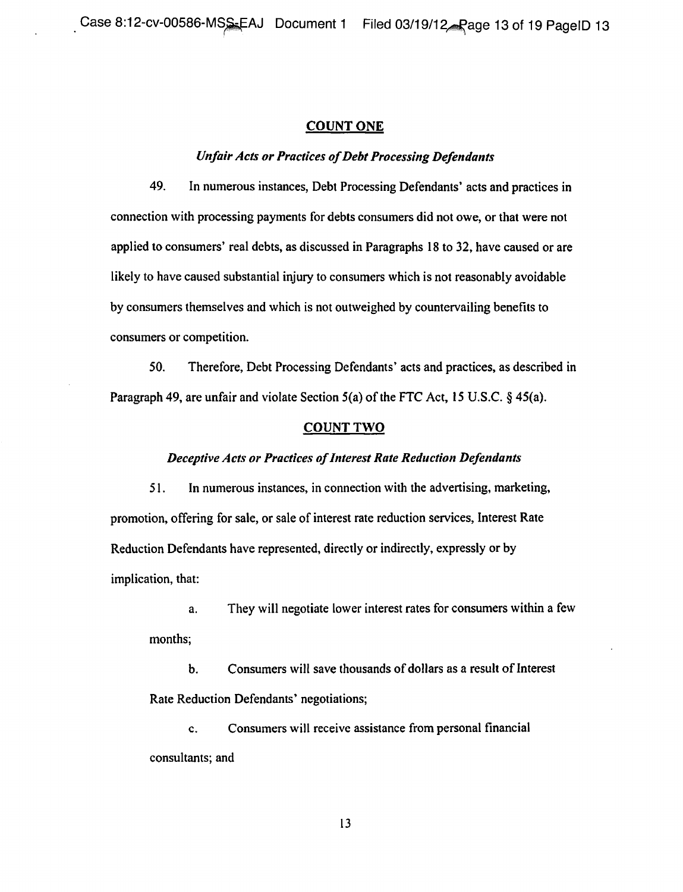## COUNT ONE

### *Unfair Acts or Practices of Debt Processing Defendants*

49. In numerous instances, Debt Processing Defendants' acts and practices in connection with processing payments for debts consumers did not owe, or that were not applied to consumers' real debts, as discussed in Paragraphs 18 to 32, have caused or are likely to have caused substantial injury to consumers which is not reasonably avoidable by consumers themselves and which is not outweighed by countervailing benefits to consumers or competition.

50. Therefore, Debt Processing Defendants' acts and practices, as described in Paragraph 49, are unfair and violate Section 5(a) of the FTC Act, 15 U.S.C. § 45(a).

## COUNT TWO

### *Deceptive Acts or Practices of Interest Rate Reduction Defendants*

51. In numerous instances, in connection with the advertising, marketing, promotion, offering for sale, or sale of interest rate reduction services, Interest Rate Reduction Defendants have represented, directly or indirectly, expressly or by implication, that:

a. They will negotiate lower interest rates for consumers within a few months;

b. Consumers will save thousands of dollars as a result of Interest Rate Reduction Defendants' negotiations;

c. Consumers will receive assistance from personal financial consultants; and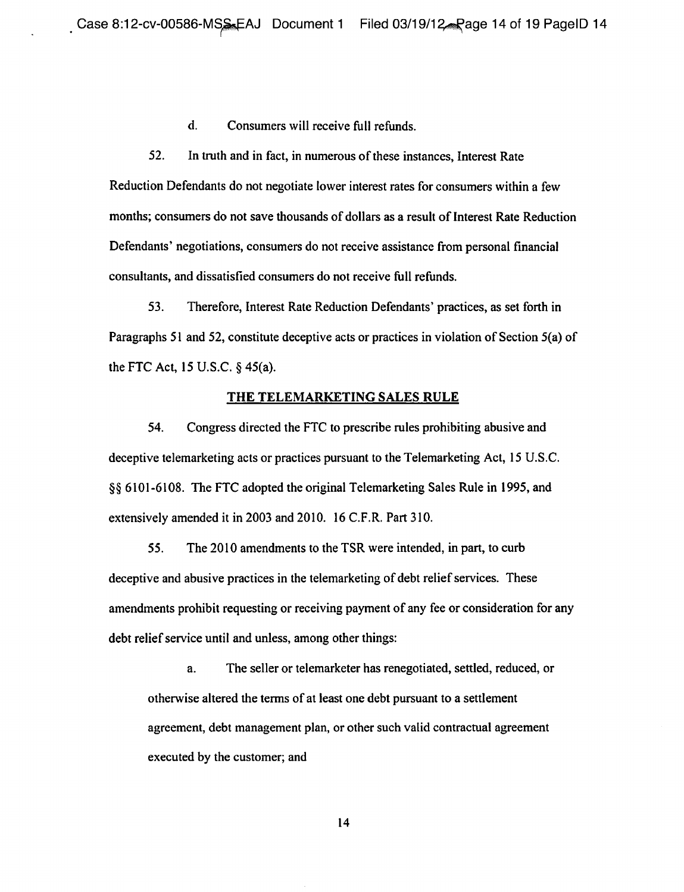d. Consumers will receive full refunds.

52. In truth and in fact, in numerous of these instances, Interest Rate Reduction Defendants do not negotiate lower interest rates for consumers within a few months; consumers do not save thousands of dollars as a result of Interest Rate Reduction Defendants' negotiations, consumers do not receive assistance from personal financial consultants, and dissatisfied consumers do not receive full refunds.

53. Therefore, Interest Rate Reduction Defendants' practices, as set forth in Paragraphs 51 and 52, constitute deceptive acts or practices in violation of Section 5(a) of the FTC Act, 15 U.S.C. § 45(a).

## THE TELEMARKETING SALES RULE

54. Congress directed the FTC to prescribe rules prohibiting abusive and deceptive telemarketing acts or practices pursuant to the Telemarketing Act, 15 U.S.C. §§ 6101-6108. The FTC adopted the original Telemarketing Sales Rule in 1995, and extensively amended it in 2003 and 2010. 16 C.F.R. Part 310.

55. The 2010 amendments to the TSR were intended, in part, to curb deceptive and abusive practices in the telemarketing of debt relief services. These amendments prohibit requesting or receiving payment of any fee or consideration for any debt relief service until and unless, among other things:

a. The seller or telemarketer has renegotiated, settled, reduced, or otherwise altered the terms of at least one debt pursuant to a settlement agreement, debt management plan, or other such valid contractual agreement executed by the customer; and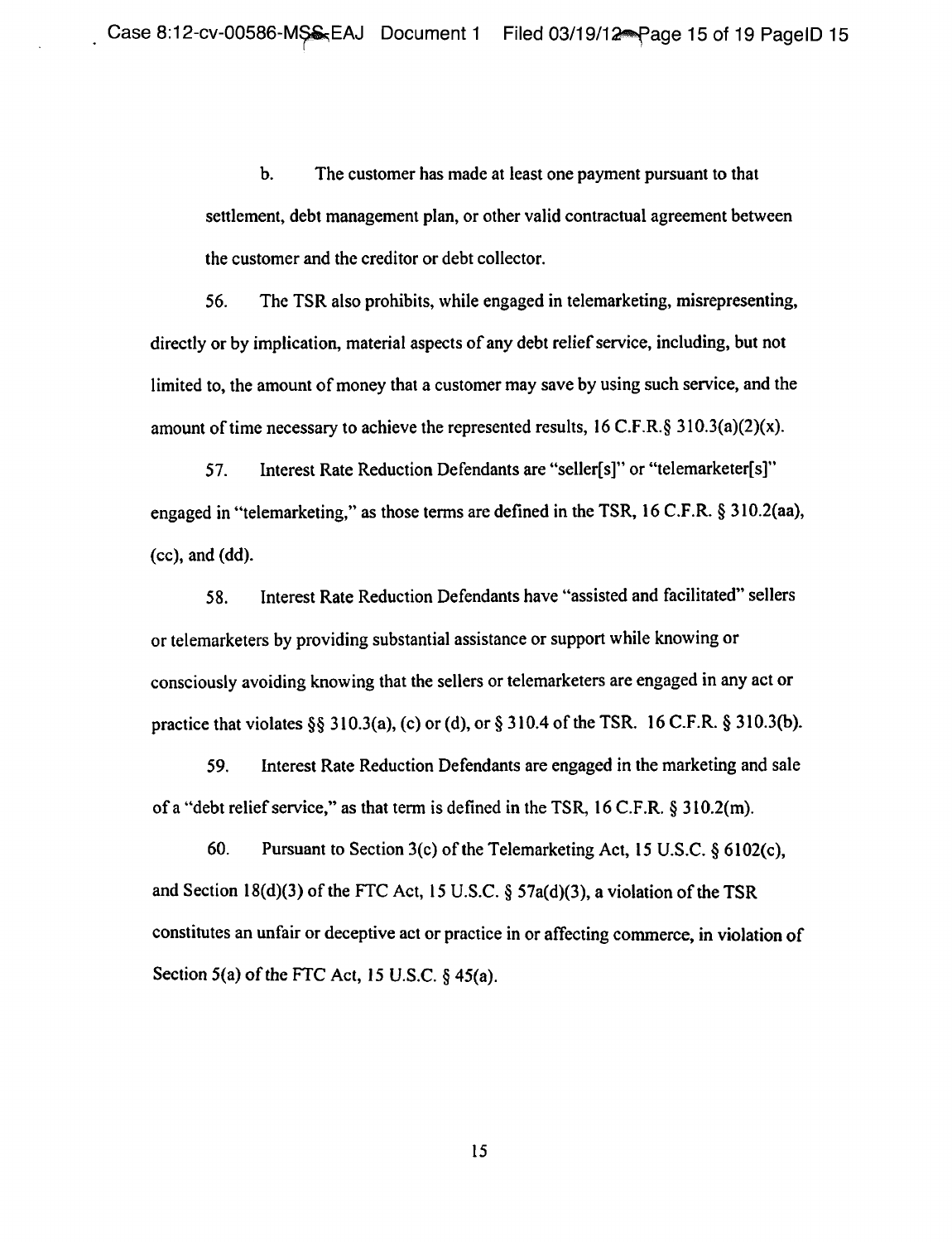b. The customer has made at least one payment pursuant to that settlement, debt management plan, or other valid contractual agreement between the customer and the creditor or debt collector.

56. The TSR also prohibits, while engaged in telemarketing, misrepresenting, directly or by implication, material aspects of any debt relief service, including, but not limited to, the amount of money that a customer may save by using such service, and the amount of time necessary to achieve the represented results, 16 C.F.R.§ 310.3(a)(2)(x).

57. Interest Rate Reduction Defendants are "seller[s]" or "telemarketer[s]" engaged in "telemarketing," as those terms are defined in the TSR, 16 C.F.R. § 310.2(aa), (cc), and (dd).

58. Interest Rate Reduction Defendants have "assisted and facilitated" sellers or telemarketers by providing substantial assistance or support while knowing or consciously avoiding knowing that the sellers or telemarketers are engaged in any act or practice that violates §§ 310.3(a), (c) or (d), or § 310.4 of the TSR. 16 C.F.R. § 310.3(b).

59. Interest Rate Reduction Defendants are engaged in the marketing and sale of a "debt relief service," as that term is defined in the TSR, 16 C.F.R. § 310.2(m).

60. Pursuant to Section 3(c) of the Telemarketing Act, 15 U.S.C. § 6102(c), and Section 18(d)(3) of the FTC Act, 15 U.S.C. § 57a(d)(3), a violation of the TSR constitutes an unfair or deceptive act or practice in or affecting commerce, in violation of Section 5(a) of the FTC Act, 15 U.S.C. § 45(a).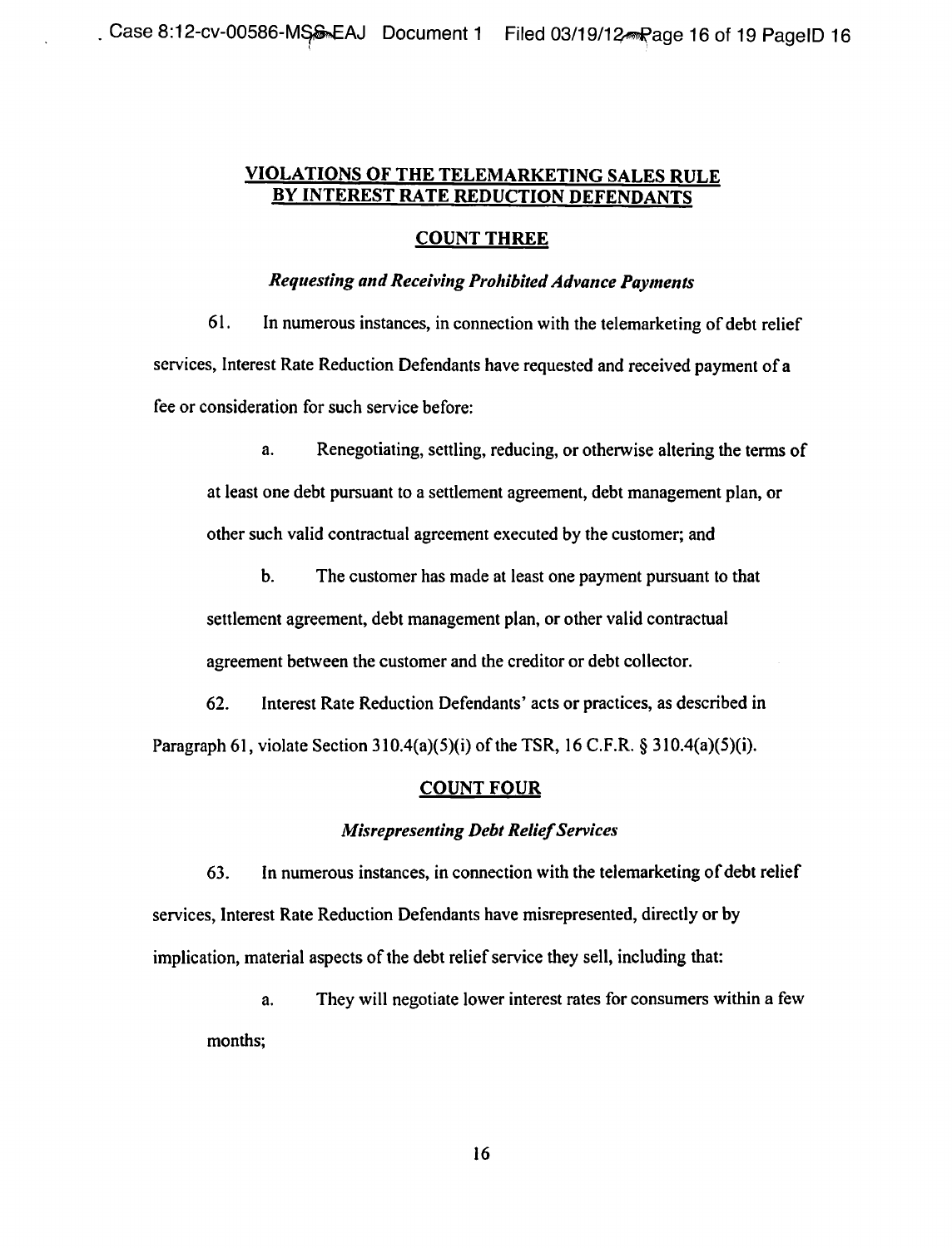## VIOLATIONS OF THE TELEMARKETING SALES RULE BY INTEREST RATE REDUCTION DEFENDANTS

### COUNT THREE

#### *Requesting and Receiving Prohibited Advance Payments*

61. In numerous instances, in connection with the telemarketing of debt relief services, Interest Rate Reduction Defendants have requested and received payment of a fee or consideration for such service before:

   a. Renegotiating, settling, reducing, or otherwise altering the terms of at least one debt pursuant to a settlement agreement, debt management plan, or other such valid contractual agreement executed by the customer; and

   b. The customer has made at least one payment pursuant to that settlement agreement, debt management plan, or other valid contractual agreement between the customer and the creditor or debt collector.

62. Interest Rate Reduction Defendants' acts or practices, as described in Paragraph 61, violate Section 310.4(a)(5)(i) of the TSR, 16 C.F.R. § 310.4(a)(5)(i).

### COUNT FOUR

#### *Misrepresenting Debt Relief Services*

63. In numerous instances, in connection with the telemarketing of debt relief services, Interest Rate Reduction Defendants have misrepresented, directly or by implication, material aspects of the debt relief service they sell, including that:

   a. They will negotiate lower interest rates for consumers within a few months;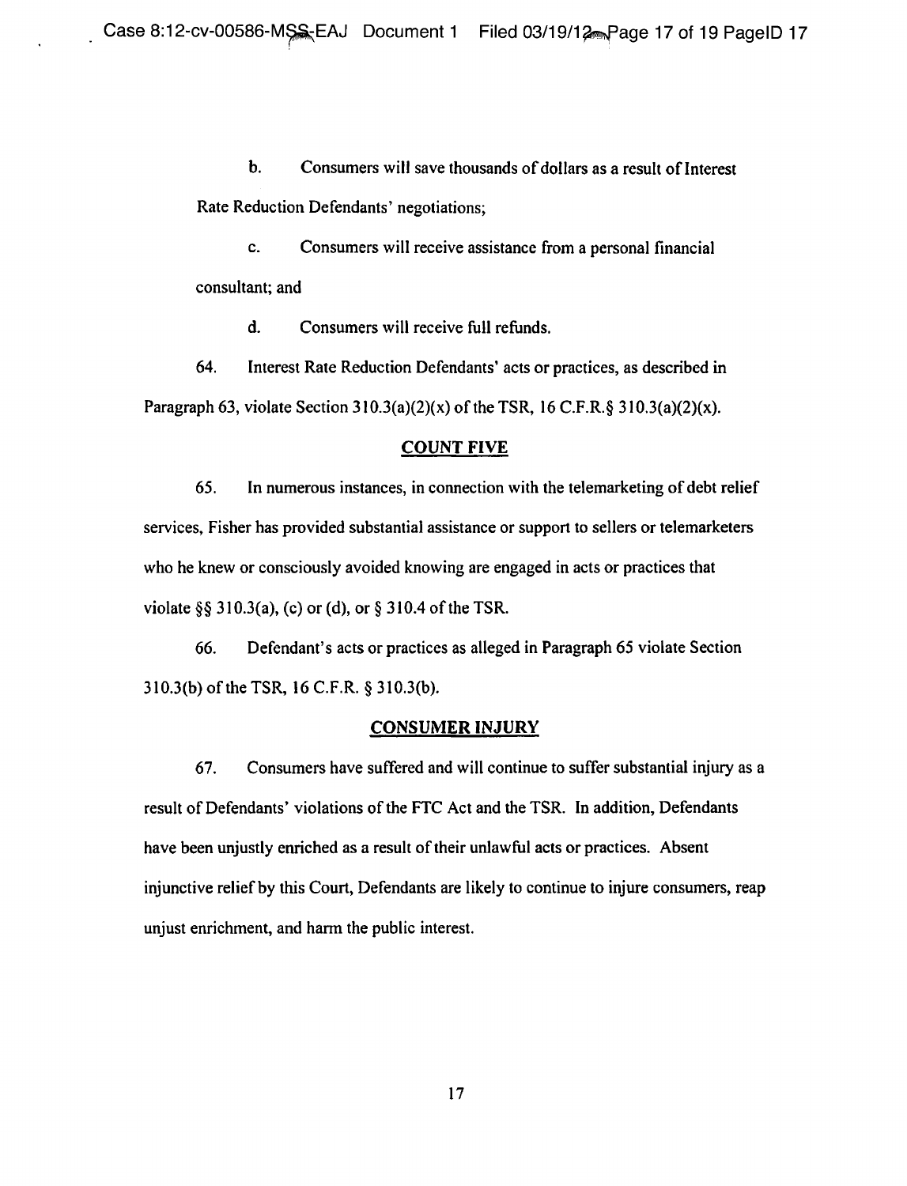b. Consumers will save thousands of dollars as a result of Interest Rate Reduction Defendants' negotiations;

c. Consumers will receive assistance from a personal financial consultant; and

d. Consumers will receive full refunds.

64. Interest Rate Reduction Defendants' acts or practices, as described in Paragraph 63, violate Section 310.3(a)(2)(x) of the TSR, 16 C.F.R.§ 310.3(a)(2)(x).

## COUNT FIVE

65. In numerous instances, in connection with the telemarketing of debt relief services, Fisher has provided substantial assistance or support to sellers or telemarketers who he knew or consciously avoided knowing are engaged in acts or practices that violate §§ 310.3(a), (c) or (d), or § 310.4 of the TSR.

66. Defendant's acts or practices as alleged in Paragraph 65 violate Section 310.3(b) of the TSR, 16 C.F.R. § 310.3(b).

## CONSUMER INJURY

67. Consumers have suffered and will continue to suffer substantial injury as a result of Defendants' violations of the FTC Act and the TSR. In addition, Defendants have been unjustly enriched as a result of their unlawful acts or practices. Absent injunctive relief by this Court, Defendants are likely to continue to injure consumers, reap unjust enrichment, and harm the public interest.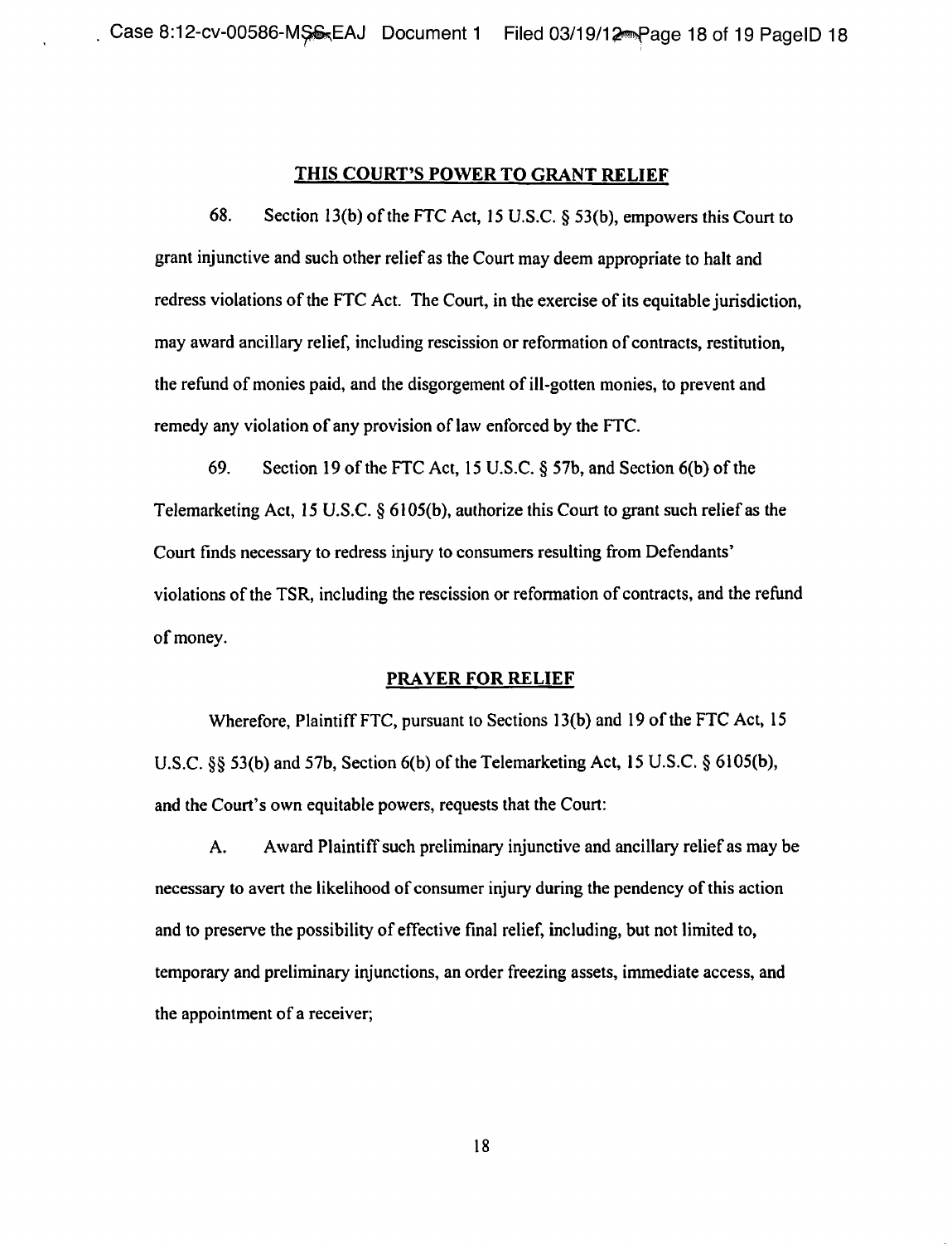## THIS COURT'S POWER TO GRANT RELIEF

68. Section 13(b) of the FTC Act, 15 U.S.C. § 53(b), empowers this Court to grant injunctive and such other relief as the Court may deem appropriate to halt and redress violations of the FTC Act. The Court, in the exercise of its equitable jurisdiction, may award ancillary relief, including rescission or reformation of contracts, restitution, the refund of monies paid, and the disgorgement of ill-gotten monies, to prevent and remedy any violation of any provision of law enforced by the FTC.

69. Section 19 of the FTC Act, 15 U.S.C. § 57b, and Section 6(b) of the Telemarketing Act, 15 U.S.C. § 6105(b), authorize this Court to grant such relief as the Court finds necessary to redress injury to consumers resulting from Defendants' violations of the TSR, including the rescission or reformation of contracts, and the refund of money.

## PRAYER FOR RELIEF

Wherefore, Plaintiff FTC, pursuant to Sections 13(b) and 19 of the FTC Act, 15 U.S.C. §§ 53(b) and 57b, Section 6(b) of the Telemarketing Act, 15 U.S.C. § 6105(b), and the Court's own equitable powers, requests that the Court:

A. Award Plaintiff such preliminary injunctive and ancillary relief as may be necessary to avert the likelihood of consumer injury during the pendency of this action and to preserve the possibility of effective final relief, including, but not limited to, temporary and preliminary injunctions, an order freezing assets, immediate access, and the appointment of a receiver;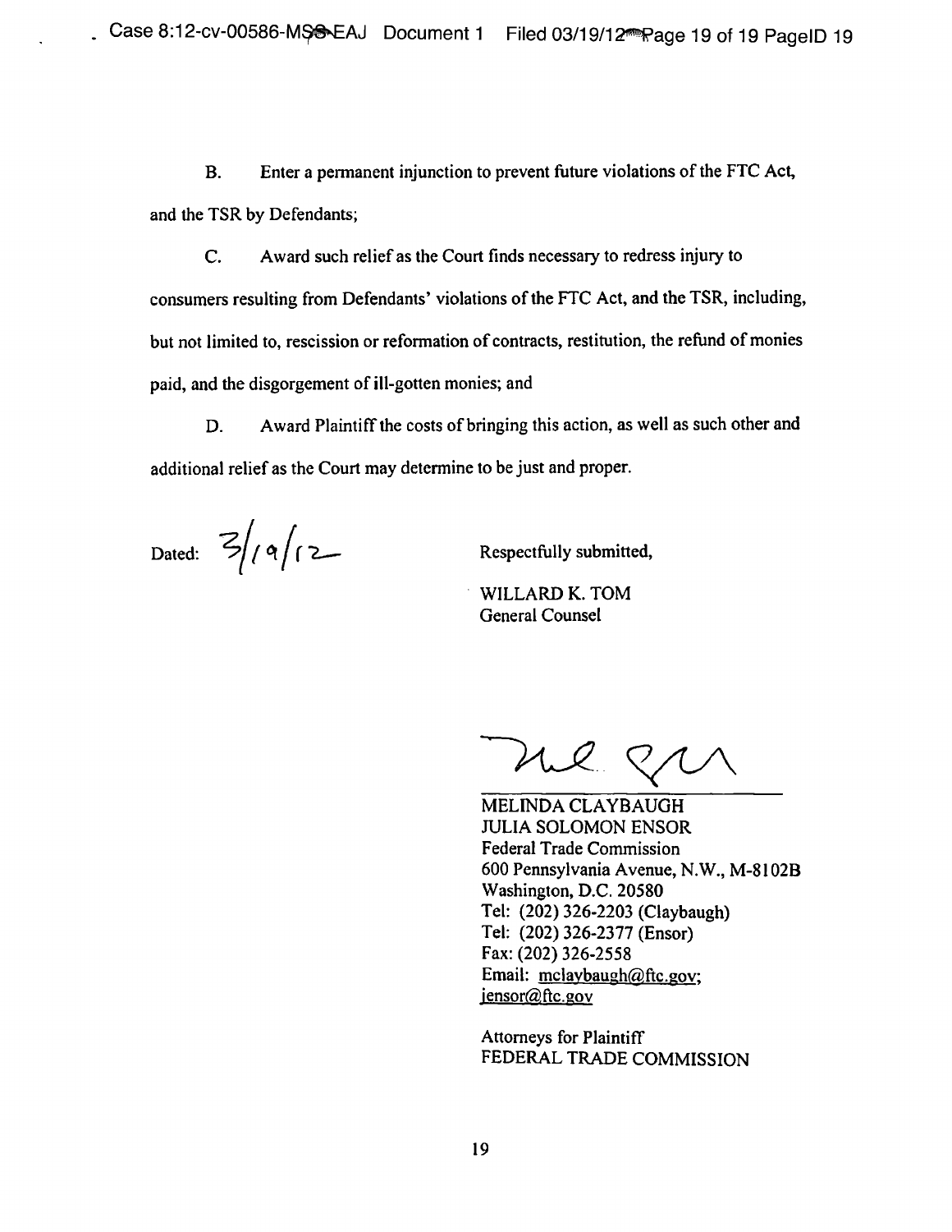B. Enter a permanent injunction to prevent future violations of the FTC Act, and the TSR by Defendants;

C. Award such relief as the Court finds necessary to redress injury to consumers resulting from Defendants' violations of the FTC Act, and the TSR, including, but not limited to, rescission or reformation of contracts, restitution, the refund of monies paid, and the disgorgement of ill-gotten monies; and

D. Award Plaintiff the costs of bringing this action, as well as such other and additional relief as the Court may determine to be just and proper.

Dated: 3/19/12

Respectfully submitted,

WILLARD K. TOM
General Counsel

MELINDA CLAYBAUGH
JULIA SOLOMON ENSOR
Federal Trade Commission
600 Pennsylvania Avenue, N.W., M-8102B
Washington, D.C. 20580
Tel: (202) 326-2203 (Claybaugh)
Tel: (202) 326-2377 (Ensor)
Fax: (202) 326-2558
Email: mclaybaugh@ftc.gov; jensor@ftc.gov

Attorneys for Plaintiff
FEDERAL TRADE COMMISSION